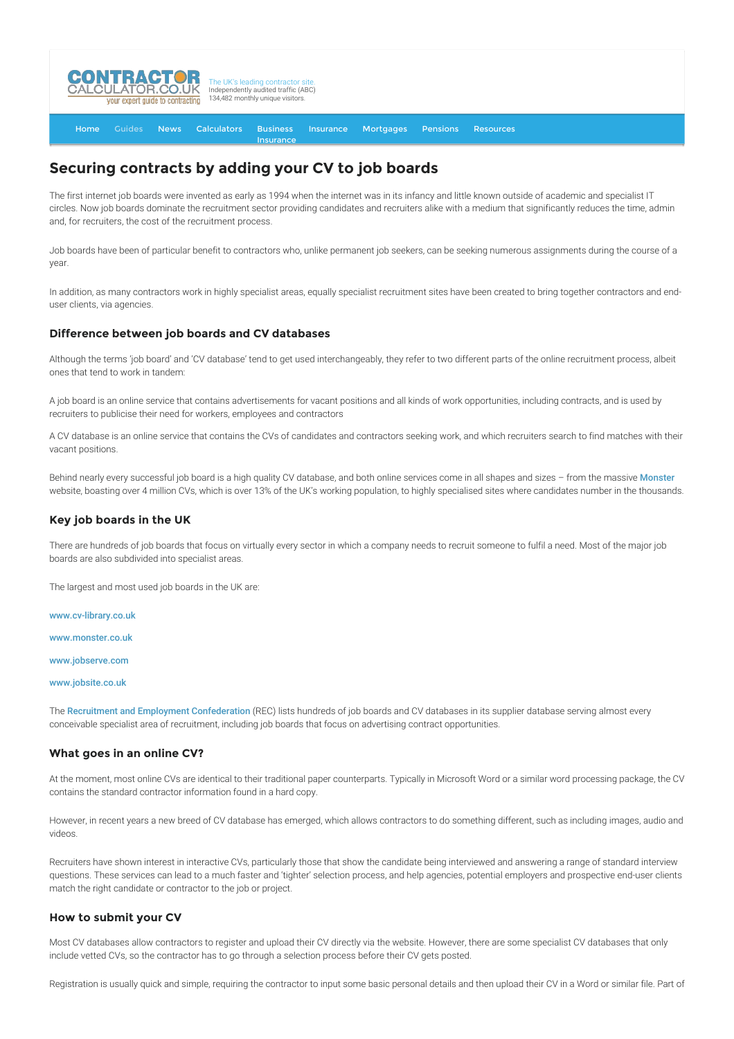# Securing contracts by adding your CV to job boards

The first internet job boards were invented as early as 1994 when the internet was in its infancy and little known outside of academic and specialist IT circles. Now job boards dominate the recruitment sector providing candidates and recruiters alike with a medium that significantly reduces the time, admin and, for recruiters, the cost of the recruitment process.

Job boards have been of particular benefit to contractors who, unlike permanent job seekers, can be seeking numerous assignments during the course of a year.

In addition, as many contractors work in highly specialist areas, equally specialist recruitment sites have been created to bring together contractors and end-user clients, via agencies.

## Difference between job boards and CV databases

Although the terms 'job board' and 'CV database' tend to get used interchangeably, they refer to two different parts of the online recruitment process, albeit ones that tend to work in tandem:

A job board is an online service that contains advertisements for vacant positions and all kinds of work opportunities, including contracts, and is used by recruiters to publicise their need for workers, employees and contractors

A CV database is an online service that contains the CVs of candidates and contractors seeking work, and which recruiters search to find matches with their vacant positions.

Behind nearly every successful job board is a high quality CV database, and both online services come in all shapes and sizes – from the massive Monster website, boasting over 4 million CVs, which is over 13% of the UK's working population, to highly specialised sites where candidates number in the thousands.

## Key job boards in the UK

There are hundreds of job boards that focus on virtually every sector in which a company needs to recruit someone to fulfil a need. Most of the major job boards are also subdivided into specialist areas.

The largest and most used job boards in the UK are:

www.cv-library.co.uk

www.monster.co.uk

www.jobserve.com

www.jobsite.co.uk

The Recruitment and Employment Confederation (REC) lists hundreds of job boards and CV databases in its supplier database serving almost every conceivable specialist area of recruitment, including job boards that focus on advertising contract opportunities.

## What goes in an online CV?

At the moment, most online CVs are identical to their traditional paper counterparts. Typically in Microsoft Word or a similar word processing package, the CV contains the standard contractor information found in a hard copy.

However, in recent years a new breed of CV database has emerged, which allows contractors to do something different, such as including images, audio and videos.

Recruiters have shown interest in interactive CVs, particularly those that show the candidate being interviewed and answering a range of standard interview questions. These services can lead to a much faster and 'tighter' selection process, and help agencies, potential employers and prospective end-user clients match the right candidate or contractor to the job or project.

## How to submit your CV

Most CV databases allow contractors to register and upload their CV directly via the website. However, there are some specialist CV databases that only include vetted CVs, so the contractor has to go through a selection process before their CV gets posted.

Registration is usually quick and simple, requiring the contractor to input some basic personal details and then upload their CV in a Word or similar file. Part of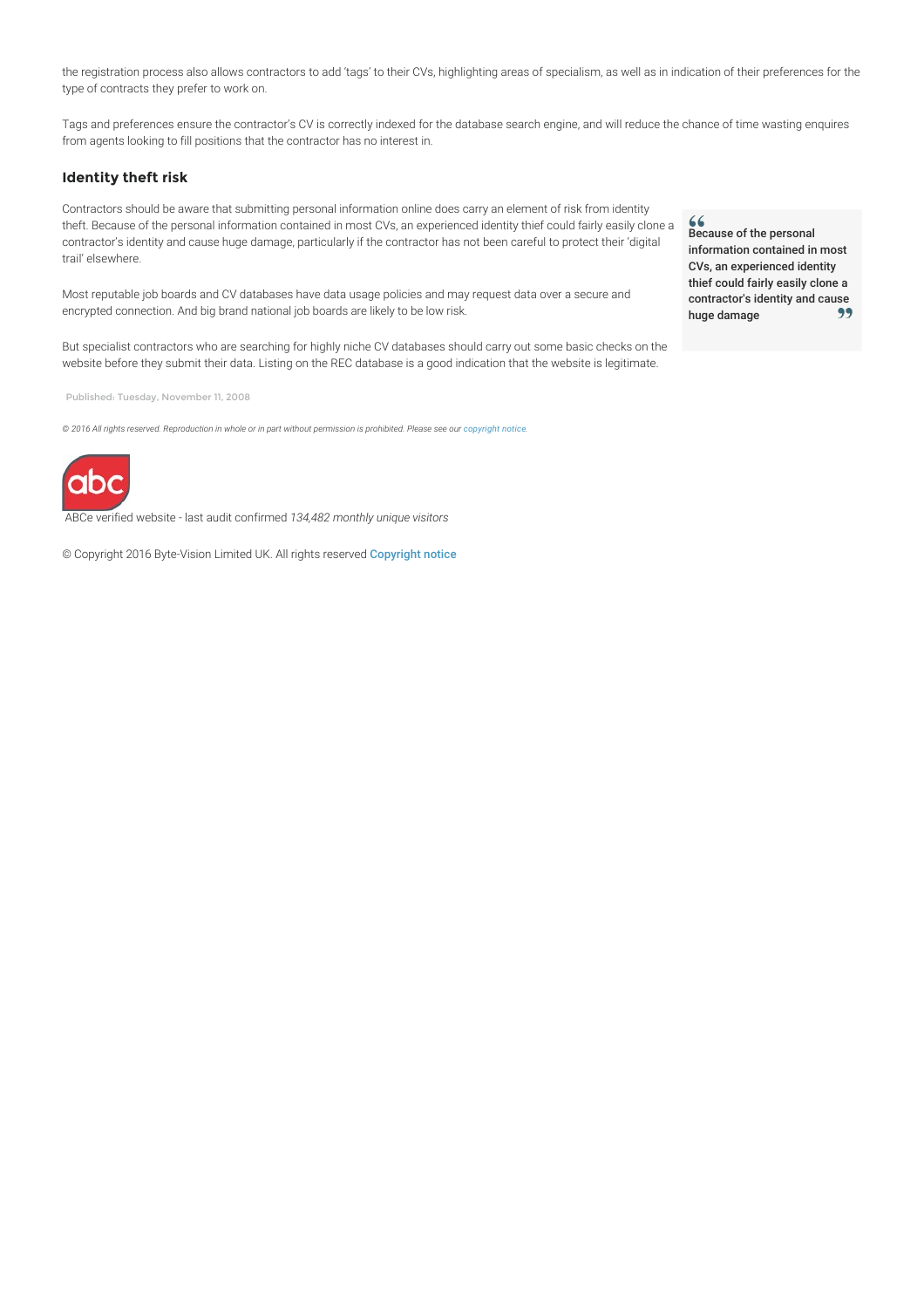the registration process also allows contractors to add 'tags' to their CVs, highlighting areas of specialism, as well as in indication of their preferences for the type of contracts they prefer to work on.

Tags and preferences ensure the contractor's CV is correctly indexed for the database search engine, and will reduce the chance of time wasting enquires from agents looking to fill positions that the contractor has no interest in.

### Identity theft risk

Contractors should be aware that submitting personal information online does carry an element of risk from identity theft. Because of the personal information contained in most CVs, an experienced identity thief could fairly easily clone a contractor's identity and cause huge damage, particularly if the contractor has not been careful to protect their 'digital trail' elsewhere.

> **Because of the personal information contained in most CVs, an experienced identity thief could fairly easily clone a contractor's identity and cause huge damage**

Most reputable job boards and CV databases have data usage policies and may request data over a secure and encrypted connection. And big brand national job boards are likely to be low risk.

But specialist contractors who are searching for highly niche CV databases should carry out some basic checks on the website before they submit their data. Listing on the REC database is a good indication that the website is legitimate.

Published: Tuesday, November 11, 2008

*© 2016 All rights reserved. Reproduction in whole or in part without permission is prohibited. Please see our copyright notice.*

abc

ABCe verified website - last audit confirmed *134,482 monthly unique visitors*

© Copyright 2016 Byte-Vision Limited UK. All rights reserved **Copyright notice**